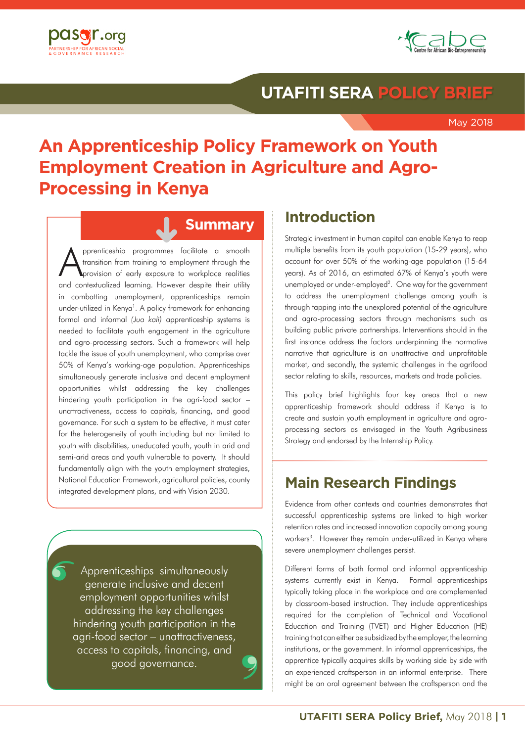pasgr.org
PARTNERSHIP FOR AFRICAN SOCIAL & GOVERNANCE RESEARCH

cabe
Centre for African Bio-Entrepreneurship

UTAFITI SERA POLICY BRIEF

May 2018

# An Apprenticeship Policy Framework on Youth Employment Creation in Agriculture and Agro-Processing in Kenya

## Summary

Apprenticeship programmes facilitate a smooth transition from training to employment through the provision of early exposure to workplace realities and contextualized learning. However despite their utility in combatting unemployment, apprenticeships remain under-utilized in Kenya[1]. A policy framework for enhancing formal and informal *(Jua kali)* apprenticeship systems is needed to facilitate youth engagement in the agriculture and agro-processing sectors. Such a framework will help tackle the issue of youth unemployment, who comprise over 50% of Kenya's working-age population. Apprenticeships simultaneously generate inclusive and decent employment opportunities whilst addressing the key challenges hindering youth participation in the agri-food sector – unattractiveness, access to capitals, financing, and good governance. For such a system to be effective, it must cater for the heterogeneity of youth including but not limited to youth with disabilities, uneducated youth, youth in arid and semi-arid areas and youth vulnerable to poverty. It should fundamentally align with the youth employment strategies, National Education Framework, agricultural policies, county integrated development plans, and with Vision 2030.

> Apprenticeships simultaneously generate inclusive and decent employment opportunities whilst addressing the key challenges hindering youth participation in the agri-food sector – unattractiveness, access to capitals, financing, and good governance.

## Introduction

Strategic investment in human capital can enable Kenya to reap multiple benefits from its youth population (15-29 years), who account for over 50% of the working-age population (15-64 years). As of 2016, an estimated 67% of Kenya's youth were unemployed or under-employed[2]. One way for the government to address the unemployment challenge among youth is through tapping into the unexplored potential of the agriculture and agro-processing sectors through mechanisms such as building public private partnerships. Interventions should in the first instance address the factors underpinning the normative narrative that agriculture is an unattractive and unprofitable market, and secondly, the systemic challenges in the agrifood sector relating to skills, resources, markets and trade policies.

This policy brief highlights four key areas that a new apprenticeship framework should address if Kenya is to create and sustain youth employment in agriculture and agro-processing sectors as envisaged in the Youth Agribusiness Strategy and endorsed by the Internship Policy.

## Main Research Findings

Evidence from other contexts and countries demonstrates that successful apprenticeship systems are linked to high worker retention rates and increased innovation capacity among young workers[3]. However they remain under-utilized in Kenya where severe unemployment challenges persist.

Different forms of both formal and informal apprenticeship systems currently exist in Kenya. Formal apprenticeships typically taking place in the workplace and are complemented by classroom-based instruction. They include apprenticeships required for the completion of Technical and Vocational Education and Training (TVET) and Higher Education (HE) training that can either be subsidized by the employer, the learning institutions, or the government. In informal apprenticeships, the apprentice typically acquires skills by working side by side with an experienced craftsperson in an informal enterprise. There might be an oral agreement between the craftsperson and the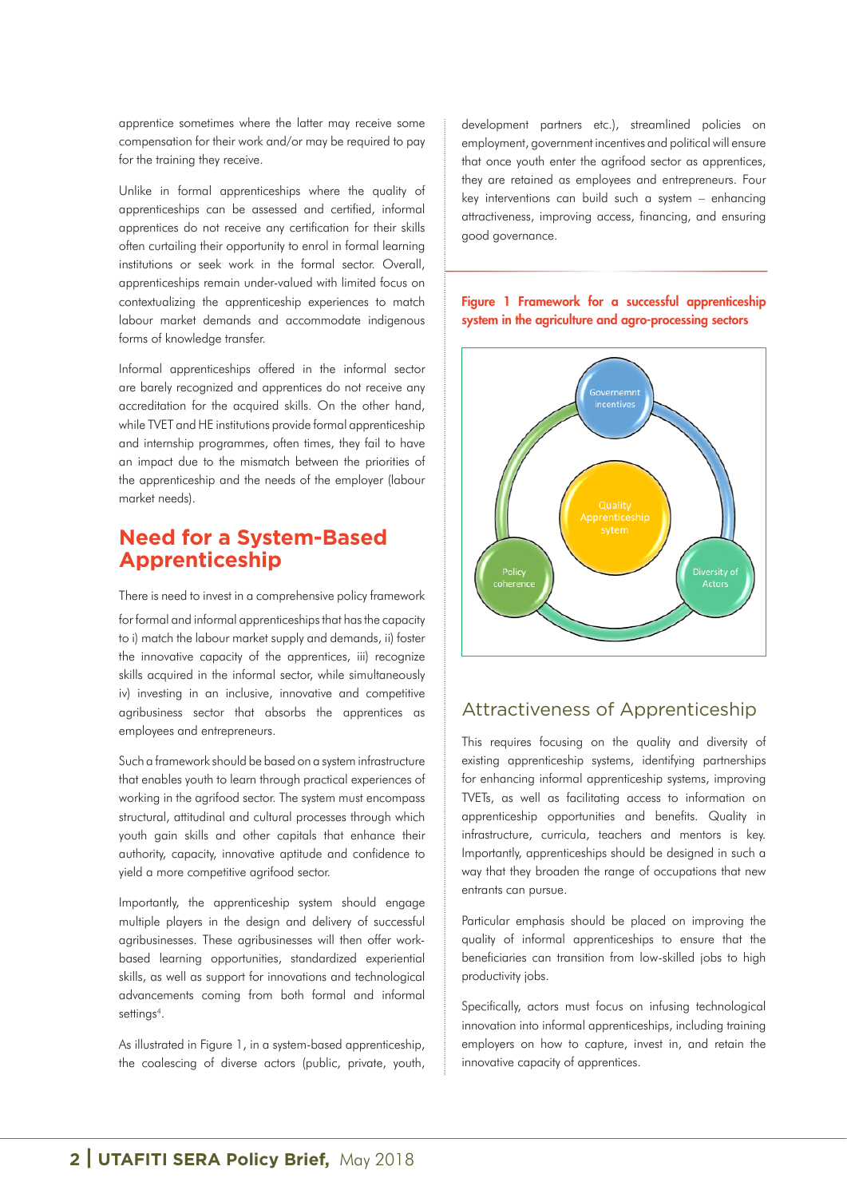apprentice sometimes where the latter may receive some compensation for their work and/or may be required to pay for the training they receive.

Unlike in formal apprenticeships where the quality of apprenticeships can be assessed and certified, informal apprentices do not receive any certification for their skills often curtailing their opportunity to enrol in formal learning institutions or seek work in the formal sector. Overall, apprenticeships remain under-valued with limited focus on contextualizing the apprenticeship experiences to match labour market demands and accommodate indigenous forms of knowledge transfer.

Informal apprenticeships offered in the informal sector are barely recognized and apprentices do not receive any accreditation for the acquired skills. On the other hand, while TVET and HE institutions provide formal apprenticeship and internship programmes, often times, they fail to have an impact due to the mismatch between the priorities of the apprenticeship and the needs of the employer (labour market needs).

## Need for a System-Based Apprenticeship

There is need to invest in a comprehensive policy framework for formal and informal apprenticeships that has the capacity to i) match the labour market supply and demands, ii) foster the innovative capacity of the apprentices, iii) recognize skills acquired in the informal sector, while simultaneously iv) investing in an inclusive, innovative and competitive agribusiness sector that absorbs the apprentices as employees and entrepreneurs.

Such a framework should be based on a system infrastructure that enables youth to learn through practical experiences of working in the agrifood sector. The system must encompass structural, attitudinal and cultural processes through which youth gain skills and other capitals that enhance their authority, capacity, innovative aptitude and confidence to yield a more competitive agrifood sector.

Importantly, the apprenticeship system should engage multiple players in the design and delivery of successful agribusinesses. These agribusinesses will then offer work-based learning opportunities, standardized experiential skills, as well as support for innovations and technological advancements coming from both formal and informal settings[4].

As illustrated in Figure 1, in a system-based apprenticeship, the coalescing of diverse actors (public, private, youth, development partners etc.), streamlined policies on employment, government incentives and political will ensure that once youth enter the agrifood sector as apprentices, they are retained as employees and entrepreneurs. Four key interventions can build such a system – enhancing attractiveness, improving access, financing, and ensuring good governance.

**Figure 1 Framework for a successful apprenticeship system in the agriculture and agro-processing sectors**

Governemnt incentives

Quality Apprenticeship sytem

Policy coherence

Diversity of Actors

## Attractiveness of Apprenticeship

This requires focusing on the quality and diversity of existing apprenticeship systems, identifying partnerships for enhancing informal apprenticeship systems, improving TVETs, as well as facilitating access to information on apprenticeship opportunities and benefits. Quality in infrastructure, curricula, teachers and mentors is key. Importantly, apprenticeships should be designed in such a way that they broaden the range of occupations that new entrants can pursue.

Particular emphasis should be placed on improving the quality of informal apprenticeships to ensure that the beneficiaries can transition from low-skilled jobs to high productivity jobs.

Specifically, actors must focus on infusing technological innovation into informal apprenticeships, including training employers on how to capture, invest in, and retain the innovative capacity of apprentices.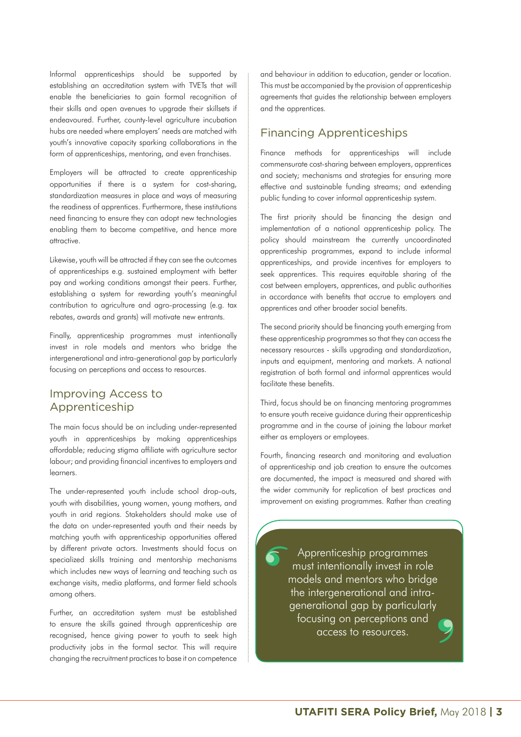Informal apprenticeships should be supported by establishing an accreditation system with TVETs that will enable the beneficiaries to gain formal recognition of their skills and open avenues to upgrade their skillsets if endeavoured. Further, county-level agriculture incubation hubs are needed where employers' needs are matched with youth's innovative capacity sparking collaborations in the form of apprenticeships, mentoring, and even franchises.

Employers will be attracted to create apprenticeship opportunities if there is a system for cost-sharing, standardization measures in place and ways of measuring the readiness of apprentices. Furthermore, these institutions need financing to ensure they can adopt new technologies enabling them to become competitive, and hence more attractive.

Likewise, youth will be attracted if they can see the outcomes of apprenticeships e.g. sustained employment with better pay and working conditions amongst their peers. Further, establishing a system for rewarding youth's meaningful contribution to agriculture and agro-processing (e.g. tax rebates, awards and grants) will motivate new entrants.

Finally, apprenticeship programmes must intentionally invest in role models and mentors who bridge the intergenerational and intra-generational gap by particularly focusing on perceptions and access to resources.

## Improving Access to Apprenticeship

The main focus should be on including under-represented youth in apprenticeships by making apprenticeships affordable; reducing stigma affiliate with agriculture sector labour; and providing financial incentives to employers and learners.

The under-represented youth include school drop-outs, youth with disabilities, young women, young mothers, and youth in arid regions. Stakeholders should make use of the data on under-represented youth and their needs by matching youth with apprenticeship opportunities offered by different private actors. Investments should focus on specialized skills training and mentorship mechanisms which includes new ways of learning and teaching such as exchange visits, media platforms, and farmer field schools among others.

Further, an accreditation system must be established to ensure the skills gained through apprenticeship are recognised, hence giving power to youth to seek high productivity jobs in the formal sector. This will require changing the recruitment practices to base it on competence and behaviour in addition to education, gender or location. This must be accompanied by the provision of apprenticeship agreements that guides the relationship between employers and the apprentices.

## Financing Apprenticeships

Finance methods for apprenticeships will include commensurate cost-sharing between employers, apprentices and society; mechanisms and strategies for ensuring more effective and sustainable funding streams; and extending public funding to cover informal apprenticeship system.

The first priority should be financing the design and implementation of a national apprenticeship policy. The policy should mainstream the currently uncoordinated apprenticeship programmes, expand to include informal apprenticeships, and provide incentives for employers to seek apprentices. This requires equitable sharing of the cost between employers, apprentices, and public authorities in accordance with benefits that accrue to employers and apprentices and other broader social benefits.

The second priority should be financing youth emerging from these apprenticeship programmes so that they can access the necessary resources - skills upgrading and standardization, inputs and equipment, mentoring and markets. A national registration of both formal and informal apprentices would facilitate these benefits.

Third, focus should be on financing mentoring programmes to ensure youth receive guidance during their apprenticeship programme and in the course of joining the labour market either as employers or employees.

Fourth, financing research and monitoring and evaluation of apprenticeship and job creation to ensure the outcomes are documented, the impact is measured and shared with the wider community for replication of best practices and improvement on existing programmes. Rather than creating

> Apprenticeship programmes must intentionally invest in role models and mentors who bridge the intergenerational and intra-generational gap by particularly focusing on perceptions and access to resources.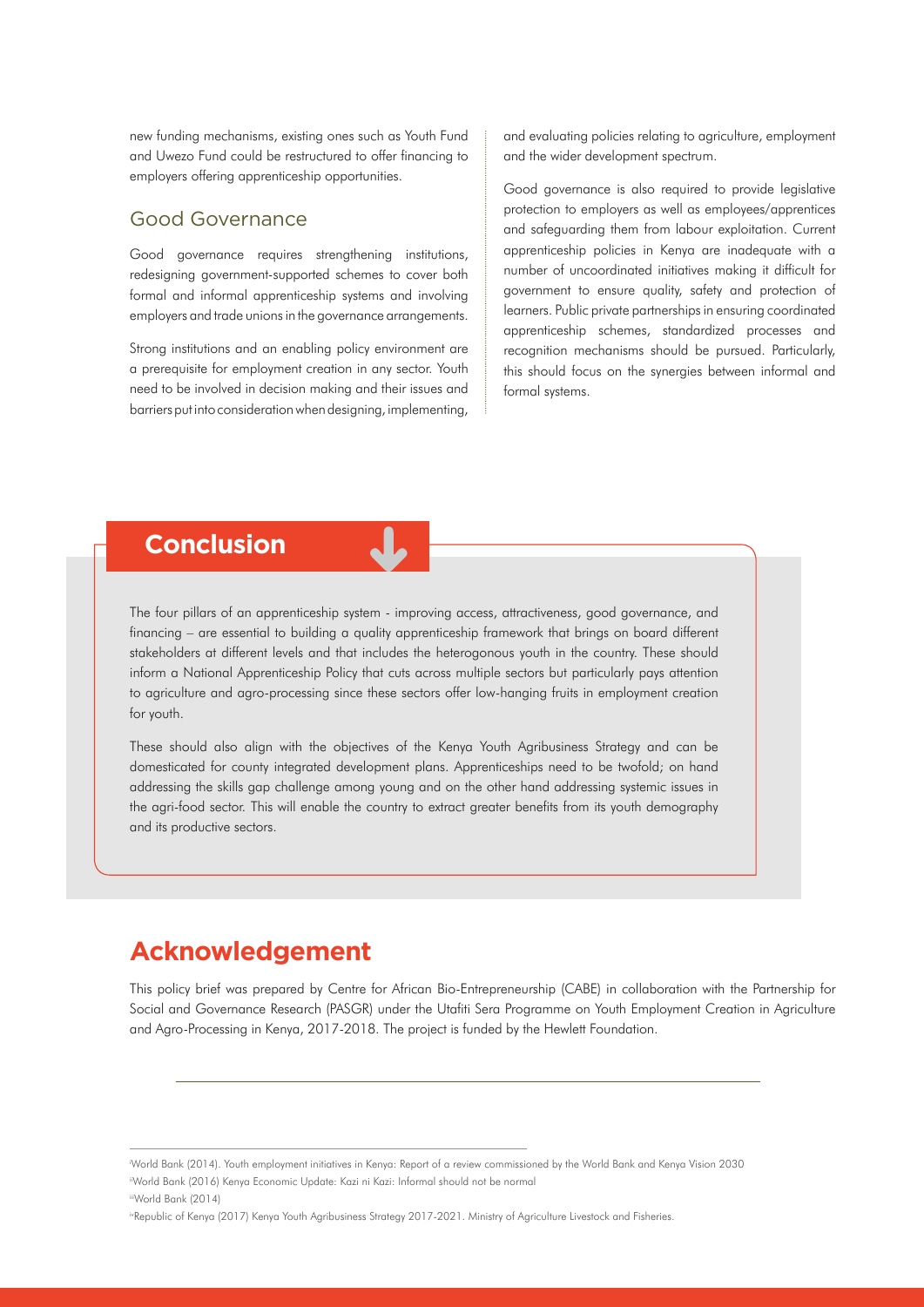new funding mechanisms, existing ones such as Youth Fund and Uwezo Fund could be restructured to offer financing to employers offering apprenticeship opportunities.

## Good Governance

Good governance requires strengthening institutions, redesigning government-supported schemes to cover both formal and informal apprenticeship systems and involving employers and trade unions in the governance arrangements.

Strong institutions and an enabling policy environment are a prerequisite for employment creation in any sector. Youth need to be involved in decision making and their issues and barriers put into consideration when designing, implementing, and evaluating policies relating to agriculture, employment and the wider development spectrum.

Good governance is also required to provide legislative protection to employers as well as employees/apprentices and safeguarding them from labour exploitation. Current apprenticeship policies in Kenya are inadequate with a number of uncoordinated initiatives making it difficult for government to ensure quality, safety and protection of learners. Public private partnerships in ensuring coordinated apprenticeship schemes, standardized processes and recognition mechanisms should be pursued. Particularly, this should focus on the synergies between informal and formal systems.

# Conclusion

The four pillars of an apprenticeship system - improving access, attractiveness, good governance, and financing – are essential to building a quality apprenticeship framework that brings on board different stakeholders at different levels and that includes the heterogonous youth in the country. These should inform a National Apprenticeship Policy that cuts across multiple sectors but particularly pays attention to agriculture and agro-processing since these sectors offer low-hanging fruits in employment creation for youth.

These should also align with the objectives of the Kenya Youth Agribusiness Strategy and can be domesticated for county integrated development plans. Apprenticeships need to be twofold; on hand addressing the skills gap challenge among young and on the other hand addressing systemic issues in the agri-food sector. This will enable the country to extract greater benefits from its youth demography and its productive sectors.

# Acknowledgement

This policy brief was prepared by Centre for African Bio-Entrepreneurship (CABE) in collaboration with the Partnership for Social and Governance Research (PASGR) under the Utafiti Sera Programme on Youth Employment Creation in Agriculture and Agro-Processing in Kenya, 2017-2018. The project is funded by the Hewlett Foundation.

---

[i] World Bank (2014). Youth employment initiatives in Kenya: Report of a review commissioned by the World Bank and Kenya Vision 2030

[ii] World Bank (2016) Kenya Economic Update: Kazi ni Kazi: Informal should not be normal

[iii] World Bank (2014)

[iv] Republic of Kenya (2017) Kenya Youth Agribusiness Strategy 2017-2021. Ministry of Agriculture Livestock and Fisheries.